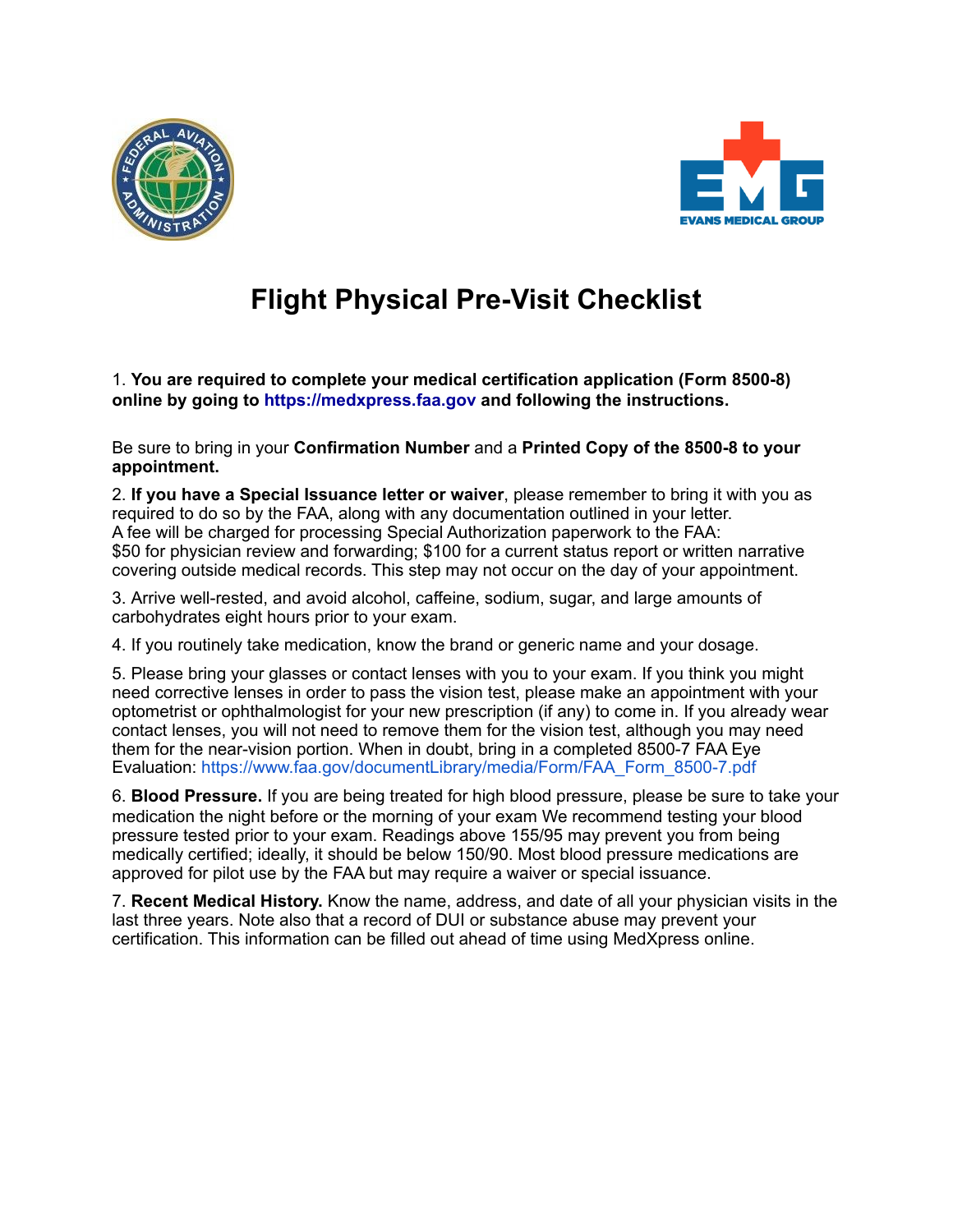# Flight Physical Pre-Visit Checklist

1. **You are required to complete your medical certification application (Form 8500-8) online by going to https://medxpress.faa.gov and following the instructions.**

Be sure to bring in your **Confirmation Number** and a **Printed Copy of the 8500-8 to your appointment.**

2. **If you have a Special Issuance letter or waiver**, please remember to bring it with you as required to do so by the FAA, along with any documentation outlined in your letter. A fee will be charged for processing Special Authorization paperwork to the FAA: $50 for physician review and forwarding; $100 for a current status report or written narrative covering outside medical records. This step may not occur on the day of your appointment.

3. Arrive well-rested, and avoid alcohol, caffeine, sodium, sugar, and large amounts of carbohydrates eight hours prior to your exam.

4. If you routinely take medication, know the brand or generic name and your dosage.

5. Please bring your glasses or contact lenses with you to your exam. If you think you might need corrective lenses in order to pass the vision test, please make an appointment with your optometrist or ophthalmologist for your new prescription (if any) to come in. If you already wear contact lenses, you will not need to remove them for the vision test, although you may need them for the near-vision portion. When in doubt, bring in a completed 8500-7 FAA Eye Evaluation: https://www.faa.gov/documentLibrary/media/Form/FAA_Form_8500-7.pdf

6. **Blood Pressure.** If you are being treated for high blood pressure, please be sure to take your medication the night before or the morning of your exam We recommend testing your blood pressure tested prior to your exam. Readings above 155/95 may prevent you from being medically certified; ideally, it should be below 150/90. Most blood pressure medications are approved for pilot use by the FAA but may require a waiver or special issuance.

7. **Recent Medical History.** Know the name, address, and date of all your physician visits in the last three years. Note also that a record of DUI or substance abuse may prevent your certification. This information can be filled out ahead of time using MedXpress online.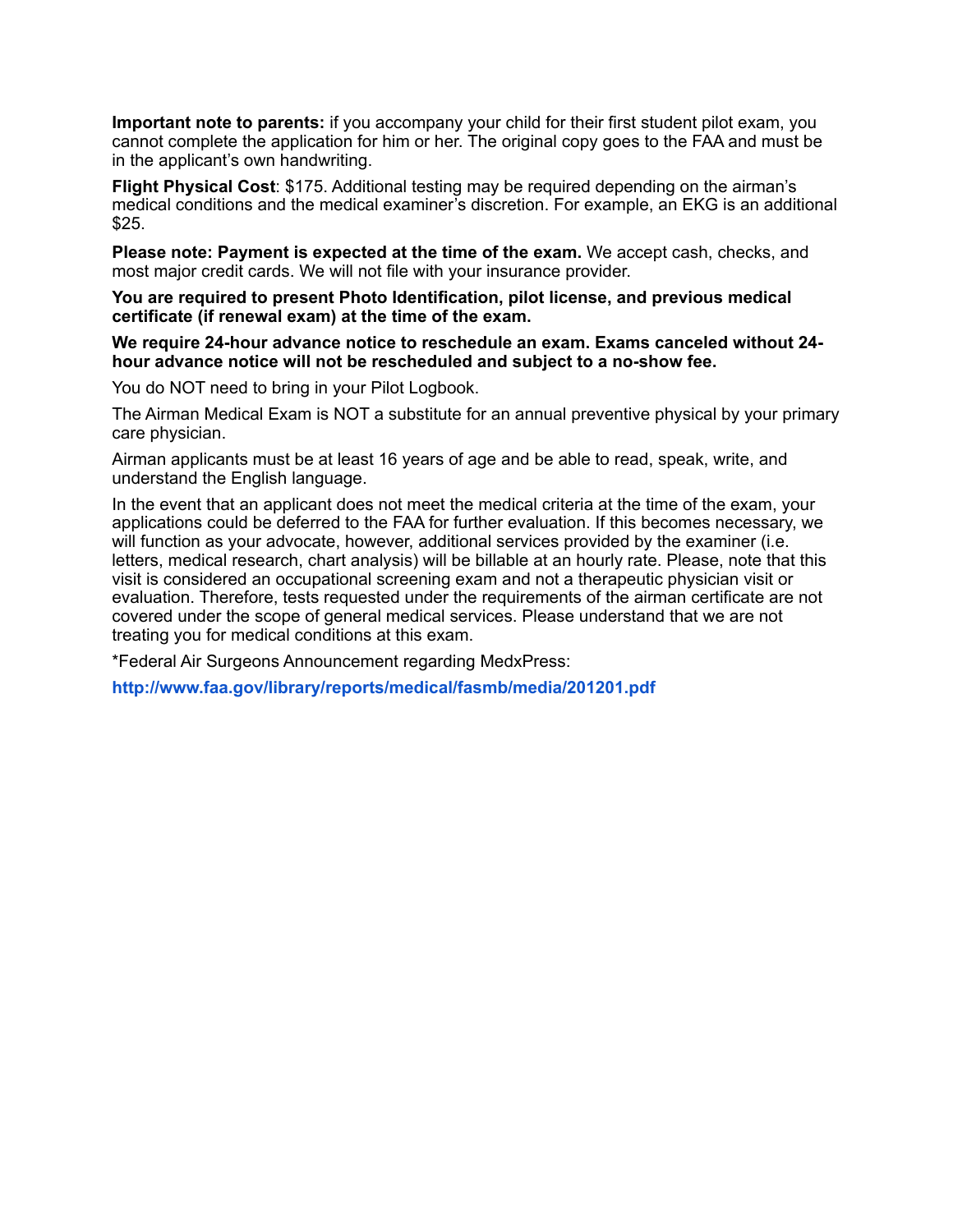**Important note to parents:** if you accompany your child for their first student pilot exam, you cannot complete the application for him or her. The original copy goes to the FAA and must be in the applicant's own handwriting.

**Flight Physical Cost**: $175. Additional testing may be required depending on the airman's medical conditions and the medical examiner's discretion. For example, an EKG is an additional $25.

**Please note: Payment is expected at the time of the exam.** We accept cash, checks, and most major credit cards. We will not file with your insurance provider.

**You are required to present Photo Identification, pilot license, and previous medical certificate (if renewal exam) at the time of the exam.**

**We require 24-hour advance notice to reschedule an exam. Exams canceled without 24-hour advance notice will not be rescheduled and subject to a no-show fee.**

You do NOT need to bring in your Pilot Logbook.

The Airman Medical Exam is NOT a substitute for an annual preventive physical by your primary care physician.

Airman applicants must be at least 16 years of age and be able to read, speak, write, and understand the English language.

In the event that an applicant does not meet the medical criteria at the time of the exam, your applications could be deferred to the FAA for further evaluation. If this becomes necessary, we will function as your advocate, however, additional services provided by the examiner (i.e. letters, medical research, chart analysis) will be billable at an hourly rate. Please, note that this visit is considered an occupational screening exam and not a therapeutic physician visit or evaluation. Therefore, tests requested under the requirements of the airman certificate are not covered under the scope of general medical services. Please understand that we are not treating you for medical conditions at this exam.

*Federal Air Surgeons Announcement regarding MedxPress:

**http://www.faa.gov/library/reports/medical/fasmb/media/201201.pdf**